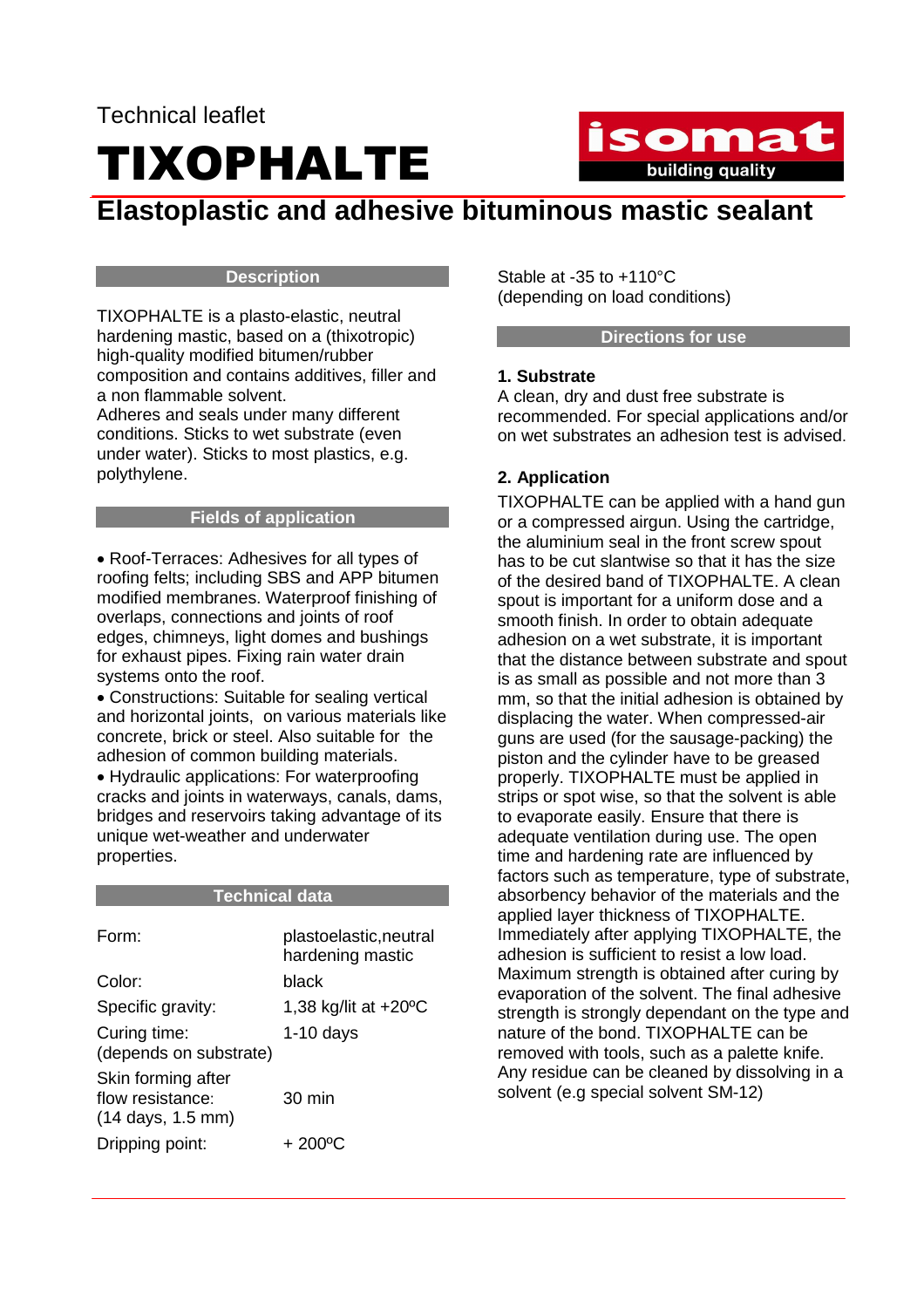Technical leaflet

# TIXOPHALTE

## Elastoplastic and adhesive bituminous mastic sealant

### Description

TIXOPHALTE is a plasto-elastic, neutral hardening mastic, based on a (thixotropic) high-quality modified bitumen/rubber composition and contains additives, filler and a non flammable solvent.
Adheres and seals under many different conditions. Sticks to wet substrate (even under water). Sticks to most plastics, e.g. polyethylene.

### Fields of application

- Roof-Terraces: Adhesives for all types of roofing felts; including SBS and APP bitumen modified membranes. Waterproof finishing of overlaps, connections and joints of roof edges, chimneys, light domes and bushings for exhaust pipes. Fixing rain water drain systems onto the roof.
- Constructions: Suitable for sealing vertical and horizontal joints, on various materials like concrete, brick or steel. Also suitable for the adhesion of common building materials.
- Hydraulic applications: For waterproofing cracks and joints in waterways, canals, dams, bridges and reservoirs taking advantage of its unique wet-weather and underwater properties.

### Technical data

| | |
|---|---|
| Form: | plastoelastic,neutral hardening mastic |
| Color: | black |
| Specific gravity: | 1,38 kg/lit at +20ºC |
| Curing time: (depends on substrate) | 1-10 days |
| Skin forming after flow resistance: (14 days, 1.5 mm) | 30 min |
| Dripping point: | + 200ºC |

Stable at -35 to +110°C
(depending on load conditions)

### Directions for use

**1. Substrate**

A clean, dry and dust free substrate is recommended. For special applications and/or on wet substrates an adhesion test is advised.

**2. Application**

TIXOPHALTE can be applied with a hand gun or a compressed airgun. Using the cartridge, the aluminium seal in the front screw spout has to be cut slantwise so that it has the size of the desired band of TIXOPHALTE. A clean spout is important for a uniform dose and a smooth finish. In order to obtain adequate adhesion on a wet substrate, it is important that the distance between substrate and spout is as small as possible and not more than 3 mm, so that the initial adhesion is obtained by displacing the water. When compressed-air guns are used (for the sausage-packing) the piston and the cylinder have to be greased properly. TIXOPHALTE must be applied in strips or spot wise, so that the solvent is able to evaporate easily. Ensure that there is adequate ventilation during use. The open time and hardening rate are influenced by factors such as temperature, type of substrate, absorbency behavior of the materials and the applied layer thickness of TIXOPHALTE. Immediately after applying TIXOPHALTE, the adhesion is sufficient to resist a low load. Maximum strength is obtained after curing by evaporation of the solvent. The final adhesive strength is strongly dependant on the type and nature of the bond. TIXOPHALTE can be removed with tools, such as a palette knife. Any residue can be cleaned by dissolving in a solvent (e.g special solvent SM-12)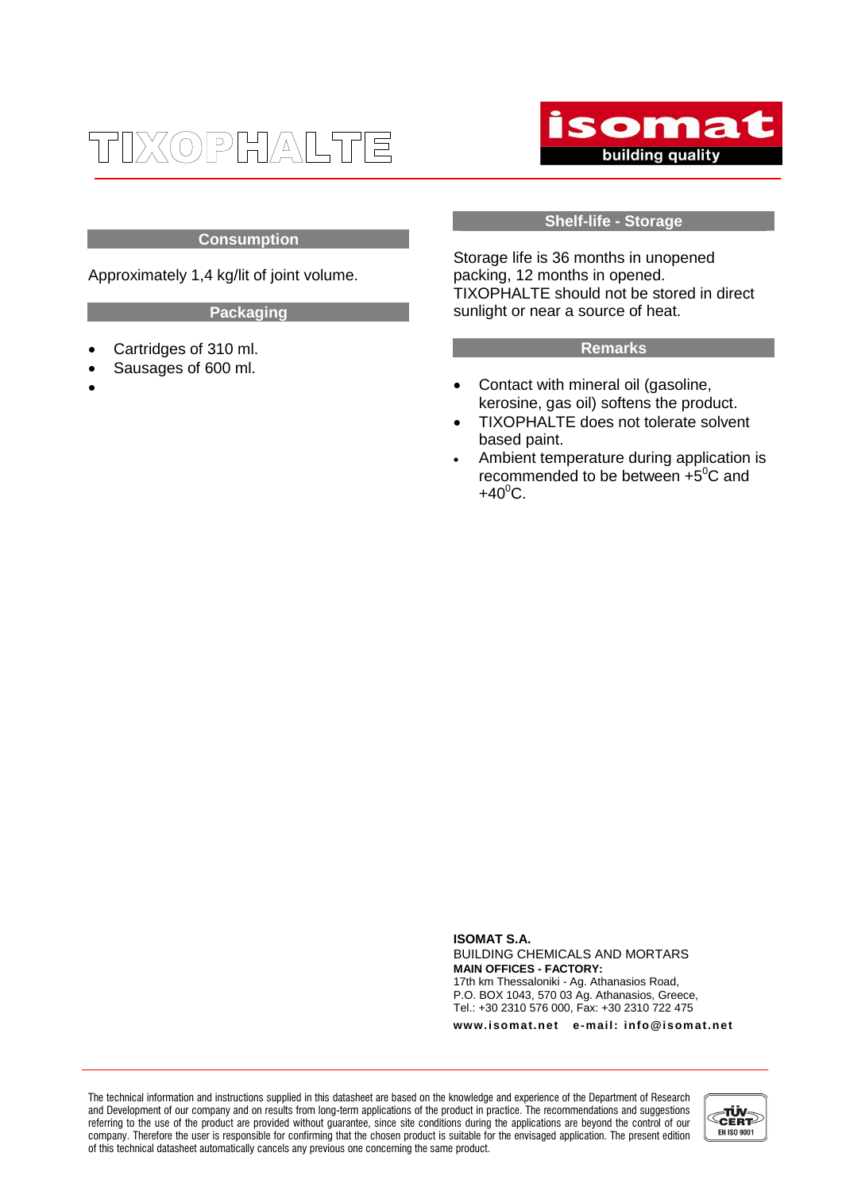## Consumption

Approximately 1,4 kg/lit of joint volume.

## Packaging

- Cartridges of 310 ml.
- Sausages of 600 ml.

## Shelf-life - Storage

Storage life is 36 months in unopened packing, 12 months in opened.
TIXOPHALTE should not be stored in direct sunlight or near a source of heat.

## Remarks

- Contact with mineral oil (gasoline, kerosine, gas oil) softens the product.
- TIXOPHALTE does not tolerate solvent based paint.
- Ambient temperature during application is recommended to be between $+5^0$C and $+40^0$C.

**ISOMAT S.A.**
BUILDING CHEMICALS AND MORTARS
**MAIN OFFICES - FACTORY:**
17th km Thessaloniki - Ag. Athanasios Road,
P.O. BOX 1043, 570 03 Ag. Athanasios, Greece,
Tel.: +30 2310 576 000, Fax: +30 2310 722 475
**www.isomat.net e-mail: info@isomat.net**

The technical information and instructions supplied in this datasheet are based on the knowledge and experience of the Department of Research and Development of our company and on results from long-term applications of the product in practice. The recommendations and suggestions referring to the use of the product are provided without guarantee, since site conditions during the applications are beyond the control of our company. Therefore the user is responsible for confirming that the chosen product is suitable for the envisaged application. The present edition of this technical datasheet automatically cancels any previous one concerning the same product.